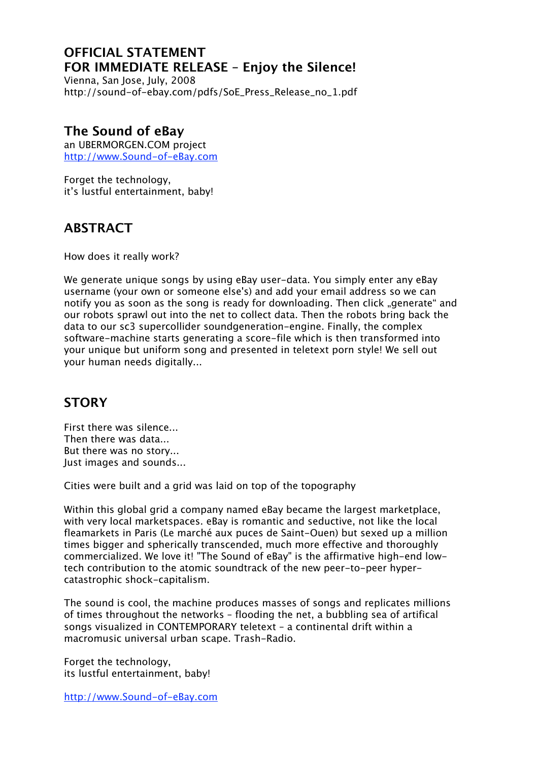# OFFICIAL STATEMENT
# FOR IMMEDIATE RELEASE – Enjoy the Silence!

Vienna, San Jose, July, 2008
http://sound-of-ebay.com/pdfs/SoE_Press_Release_no_1.pdf

## The Sound of eBay

an UBERMORGEN.COM project
http://www.Sound-of-eBay.com

Forget the technology,
it's lustful entertainment, baby!

## ABSTRACT

How does it really work?

We generate unique songs by using eBay user-data. You simply enter any eBay username (your own or someone else's) and add your email address so we can notify you as soon as the song is ready for downloading. Then click „generate" and our robots sprawl out into the net to collect data. Then the robots bring back the data to our sc3 supercollider soundgeneration-engine. Finally, the complex software-machine starts generating a score-file which is then transformed into your unique but uniform song and presented in teletext porn style! We sell out your human needs digitally...

## STORY

First there was silence...
Then there was data...
But there was no story...
Just images and sounds...

Cities were built and a grid was laid on top of the topography

Within this global grid a company named eBay became the largest marketplace, with very local marketspaces. eBay is romantic and seductive, not like the local fleamarkets in Paris (Le marché aux puces de Saint-Ouen) but sexed up a million times bigger and spherically transcended, much more effective and thoroughly commercialized. We love it! "The Sound of eBay" is the affirmative high-end low-tech contribution to the atomic soundtrack of the new peer-to-peer hyper-catastrophic shock-capitalism.

The sound is cool, the machine produces masses of songs and replicates millions of times throughout the networks – flooding the net, a bubbling sea of artifical songs visualized in CONTEMPORARY teletext – a continental drift within a macromusic universal urban scape. Trash-Radio.

Forget the technology,
its lustful entertainment, baby!

http://www.Sound-of-eBay.com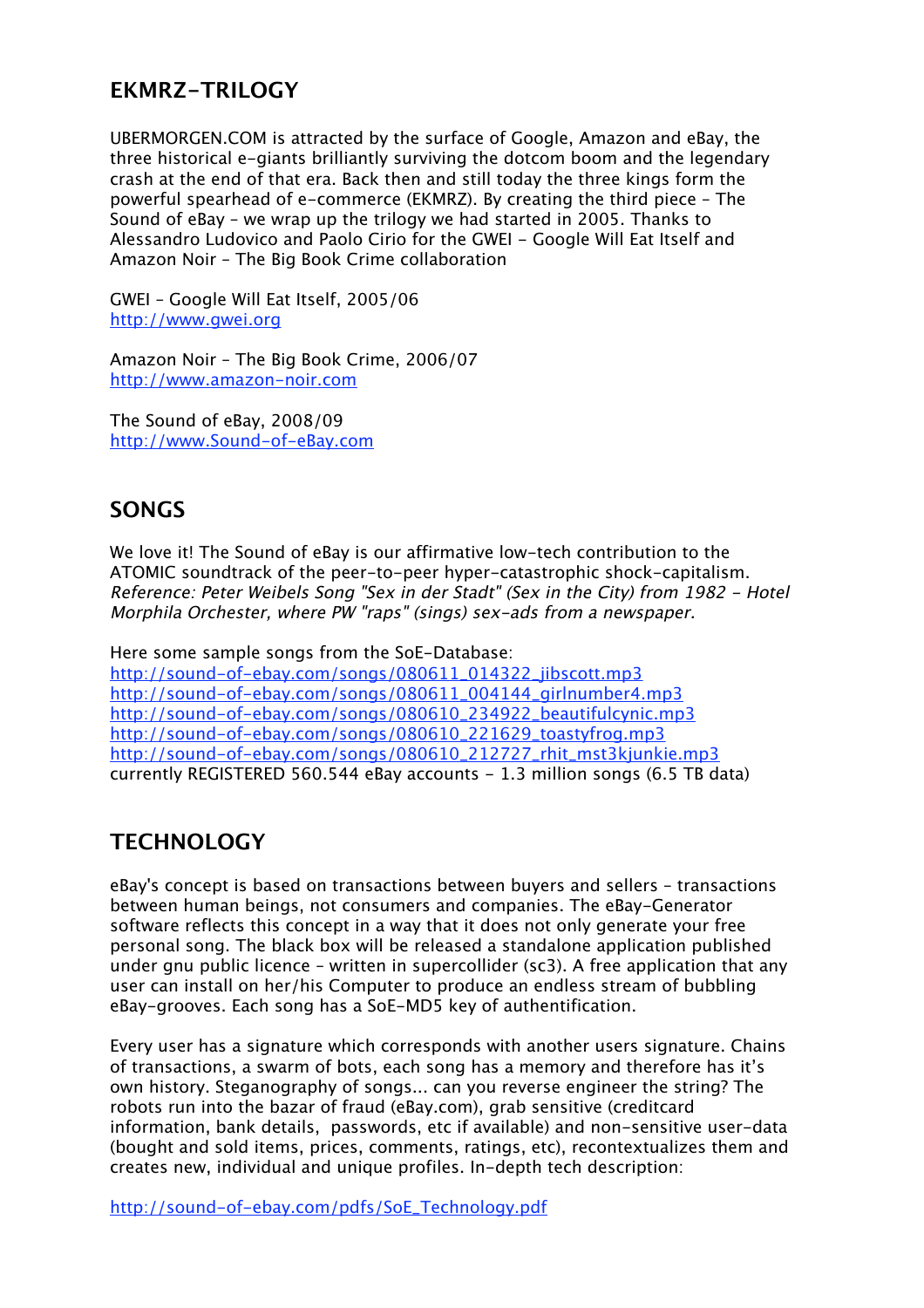## EKMRZ-TRILOGY

UBERMORGEN.COM is attracted by the surface of Google, Amazon and eBay, the three historical e-giants brilliantly surviving the dotcom boom and the legendary crash at the end of that era. Back then and still today the three kings form the powerful spearhead of e-commerce (EKMRZ). By creating the third piece - The Sound of eBay - we wrap up the trilogy we had started in 2005. Thanks to Alessandro Ludovico and Paolo Cirio for the GWEI - Google Will Eat Itself and Amazon Noir - The Big Book Crime collaboration

GWEI - Google Will Eat Itself, 2005/06
http://www.gwei.org

Amazon Noir - The Big Book Crime, 2006/07
http://www.amazon-noir.com

The Sound of eBay, 2008/09
http://www.Sound-of-eBay.com

## SONGS

We love it! The Sound of eBay is our affirmative low-tech contribution to the ATOMIC soundtrack of the peer-to-peer hyper-catastrophic shock-capitalism. *Reference: Peter Weibels Song "Sex in der Stadt" (Sex in the City) from 1982 - Hotel Morphila Orchester, where PW "raps" (sings) sex-ads from a newspaper.*

Here some sample songs from the SoE-Database:
http://sound-of-ebay.com/songs/080611_014322_jibscott.mp3
http://sound-of-ebay.com/songs/080611_004144_girlnumber4.mp3
http://sound-of-ebay.com/songs/080610_234922_beautifulcynic.mp3
http://sound-of-ebay.com/songs/080610_221629_toastyfrog.mp3
http://sound-of-ebay.com/songs/080610_212727_rhit_mst3kjunkie.mp3
currently REGISTERED 560.544 eBay accounts - 1.3 million songs (6.5 TB data)

## TECHNOLOGY

eBay's concept is based on transactions between buyers and sellers - transactions between human beings, not consumers and companies. The eBay-Generator software reflects this concept in a way that it does not only generate your free personal song. The black box will be released a standalone application published under gnu public licence - written in supercollider (sc3). A free application that any user can install on her/his Computer to produce an endless stream of bubbling eBay-grooves. Each song has a SoE-MD5 key of authentification.

Every user has a signature which corresponds with another users signature. Chains of transactions, a swarm of bots, each song has a memory and therefore has it's own history. Steganography of songs... can you reverse engineer the string? The robots run into the bazar of fraud (eBay.com), grab sensitive (creditcard information, bank details, passwords, etc if available) and non-sensitive user-data (bought and sold items, prices, comments, ratings, etc), recontextualizes them and creates new, individual and unique profiles. In-depth tech description:

http://sound-of-ebay.com/pdfs/SoE_Technology.pdf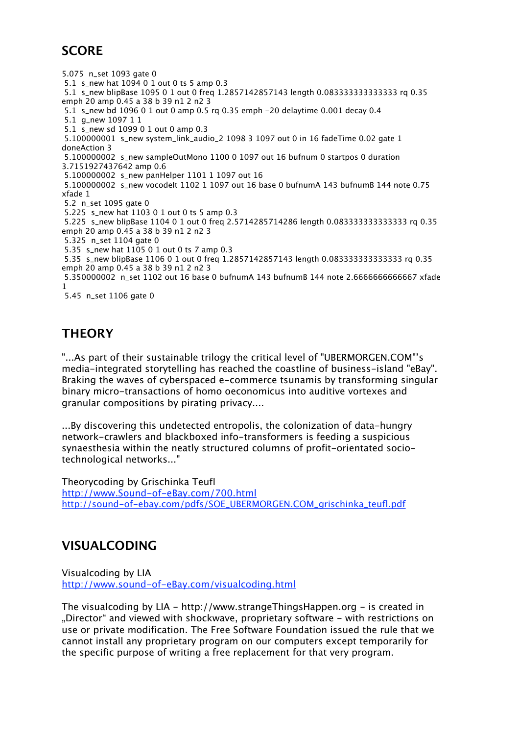## SCORE

```
5.075  n_set 1093 gate 0
 5.1  s_new hat 1094 0 1 out 0 ts 5 amp 0.3
 5.1  s_new blipBase 1095 0 1 out 0 freq 1.2857142857143 length 0.083333333333333 rq 0.35
emph 20 amp 0.45 a 38 b 39 n1 2 n2 3
 5.1  s_new bd 1096 0 1 out 0 amp 0.5 rq 0.35 emph -20 delaytime 0.001 decay 0.4
 5.1  g_new 1097 1 1
 5.1  s_new sd 1099 0 1 out 0 amp 0.3
 5.100000001  s_new system_link_audio_2 1098 3 1097 out 0 in 16 fadeTime 0.02 gate 1
doneAction 3
 5.100000002  s_new sampleOutMono 1100 0 1097 out 16 bufnum 0 startpos 0 duration
3.7151927437642 amp 0.6
 5.100000002  s_new panHelper 1101 1 1097 out 16
 5.100000002  s_new vocodelt 1102 1 1097 out 16 base 0 bufnumA 143 bufnumB 144 note 0.75
xfade 1
 5.2  n_set 1095 gate 0
 5.225  s_new hat 1103 0 1 out 0 ts 5 amp 0.3
 5.225  s_new blipBase 1104 0 1 out 0 freq 2.5714285714286 length 0.083333333333333 rq 0.35
emph 20 amp 0.45 a 38 b 39 n1 2 n2 3
 5.325  n_set 1104 gate 0
 5.35  s_new hat 1105 0 1 out 0 ts 7 amp 0.3
 5.35  s_new blipBase 1106 0 1 out 0 freq 1.2857142857143 length 0.083333333333333 rq 0.35
emph 20 amp 0.45 a 38 b 39 n1 2 n2 3
 5.350000002  n_set 1102 out 16 base 0 bufnumA 143 bufnumB 144 note 2.6666666666667 xfade
1
 5.45  n_set 1106 gate 0
```

## THEORY

"...As part of their sustainable trilogy the critical level of "UBERMORGEN.COM"'s media-integrated storytelling has reached the coastline of business-island "eBay". Braking the waves of cyberspaced e-commerce tsunamis by transforming singular binary micro-transactions of homo oeconomicus into auditive vortexes and granular compositions by pirating privacy....

...By discovering this undetected entropolis, the colonization of data-hungry network-crawlers and blackboxed info-transformers is feeding a suspicious synaesthesia within the neatly structured columns of profit-orientated socio-technological networks..."

Theorycoding by Grischinka Teufl
http://www.Sound-of-eBay.com/700.html
http://sound-of-ebay.com/pdfs/SOE_UBERMORGEN.COM_grischinka_teufl.pdf

## VISUALCODING

Visualcoding by LIA
http://www.sound-of-eBay.com/visualcoding.html

The visualcoding by LIA - http://www.strangeThingsHappen.org - is created in „Director" and viewed with shockwave, proprietary software - with restrictions on use or private modification. The Free Software Foundation issued the rule that we cannot install any proprietary program on our computers except temporarily for the specific purpose of writing a free replacement for that very program.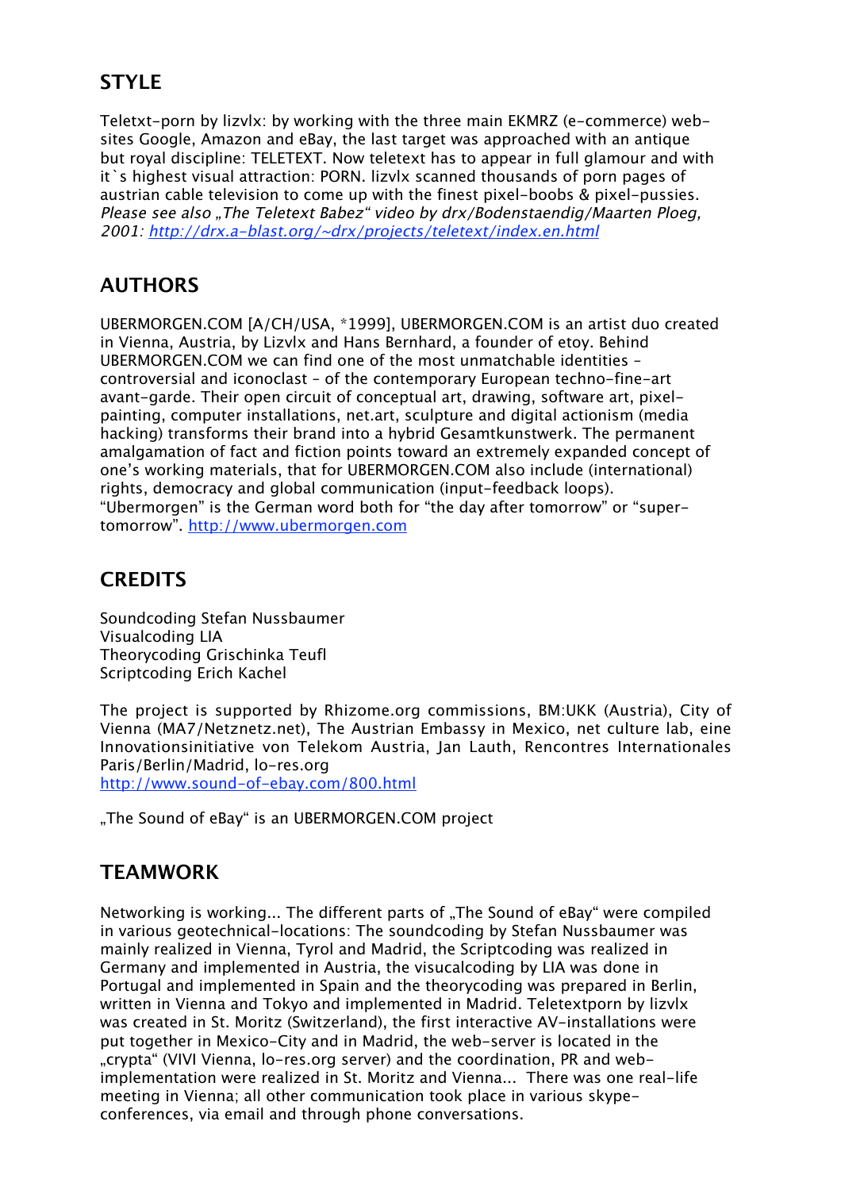## STYLE

Teletxt-porn by lizvlx: by working with the three main EKMRZ (e-commerce) web-sites Google, Amazon and eBay, the last target was approached with an antique but royal discipline: TELETEXT. Now teletext has to appear in full glamour and with it`s highest visual attraction: PORN. lizvlx scanned thousands of porn pages of austrian cable television to come up with the finest pixel-boobs & pixel-pussies. *Please see also „The Teletext Babez“ video by drx/Bodenstaendig/Maarten Ploeg, 2001: [http://drx.a-blast.org/~drx/projects/teletext/index.en.html](http://drx.a-blast.org/~drx/projects/teletext/index.en.html)*

## AUTHORS

UBERMORGEN.COM [A/CH/USA, *1999], UBERMORGEN.COM is an artist duo created in Vienna, Austria, by Lizvlx and Hans Bernhard, a founder of etoy. Behind UBERMORGEN.COM we can find one of the most unmatchable identities – controversial and iconoclast – of the contemporary European techno-fine-art avant-garde. Their open circuit of conceptual art, drawing, software art, pixel-painting, computer installations, net.art, sculpture and digital actionism (media hacking) transforms their brand into a hybrid Gesamtkunstwerk. The permanent amalgamation of fact and fiction points toward an extremely expanded concept of one's working materials, that for UBERMORGEN.COM also include (international) rights, democracy and global communication (input-feedback loops). "Ubermorgen" is the German word both for "the day after tomorrow" or "super-tomorrow". [http://www.ubermorgen.com](http://www.ubermorgen.com)

## CREDITS

Soundcoding Stefan Nussbaumer
Visualcoding LIA
Theorycoding Grischinka Teufl
Scriptcoding Erich Kachel

The project is supported by Rhizome.org commissions, BM:UKK (Austria), City of Vienna (MA7/Netznetz.net), The Austrian Embassy in Mexico, net culture lab, eine Innovationsinitiative von Telekom Austria, Jan Lauth, Rencontres Internationales Paris/Berlin/Madrid, lo-res.org
[http://www.sound-of-ebay.com/800.html](http://www.sound-of-ebay.com/800.html)

„The Sound of eBay“ is an UBERMORGEN.COM project

## TEAMWORK

Networking is working... The different parts of „The Sound of eBay“ were compiled in various geotechnical-locations: The soundcoding by Stefan Nussbaumer was mainly realized in Vienna, Tyrol and Madrid, the Scriptcoding was realized in Germany and implemented in Austria, the visucalcoding by LIA was done in Portugal and implemented in Spain and the theorycoding was prepared in Berlin, written in Vienna and Tokyo and implemented in Madrid. Teletextporn by lizvlx was created in St. Moritz (Switzerland), the first interactive AV-installations were put together in Mexico-City and in Madrid, the web-server is located in the „crypta“ (VIVI Vienna, lo-res.org server) and the coordination, PR and web-implementation were realized in St. Moritz and Vienna... There was one real-life meeting in Vienna; all other communication took place in various skype-conferences, via email and through phone conversations.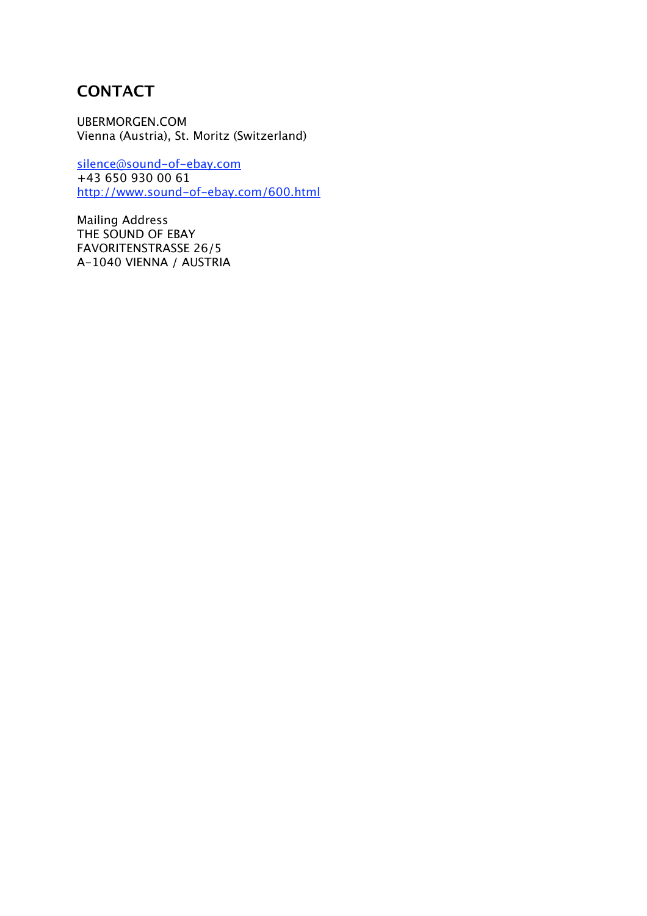## CONTACT

UBERMORGEN.COM
Vienna (Austria), St. Moritz (Switzerland)

silence@sound-of-ebay.com
+43 650 930 00 61
http://www.sound-of-ebay.com/600.html

Mailing Address
THE SOUND OF EBAY
FAVORITENSTRASSE 26/5
A-1040 VIENNA / AUSTRIA